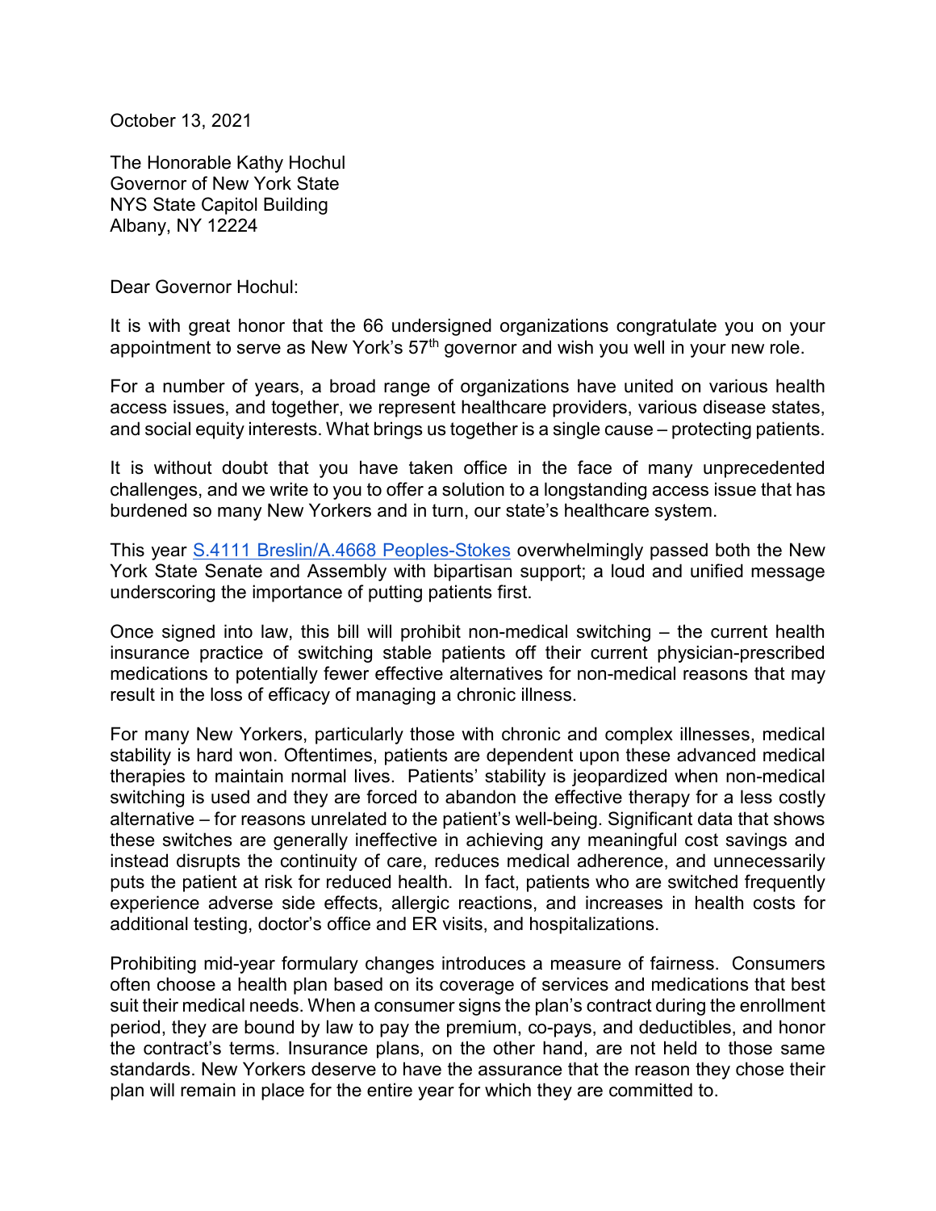October 13, 2021

The Honorable Kathy Hochul
Governor of New York State
NYS State Capitol Building
Albany, NY 12224

Dear Governor Hochul:

It is with great honor that the 66 undersigned organizations congratulate you on your appointment to serve as New York's 57th governor and wish you well in your new role.

For a number of years, a broad range of organizations have united on various health access issues, and together, we represent healthcare providers, various disease states, and social equity interests. What brings us together is a single cause – protecting patients.

It is without doubt that you have taken office in the face of many unprecedented challenges, and we write to you to offer a solution to a longstanding access issue that has burdened so many New Yorkers and in turn, our state's healthcare system.

This year S.4111 Breslin/A.4668 Peoples-Stokes overwhelmingly passed both the New York State Senate and Assembly with bipartisan support; a loud and unified message underscoring the importance of putting patients first.

Once signed into law, this bill will prohibit non-medical switching – the current health insurance practice of switching stable patients off their current physician-prescribed medications to potentially fewer effective alternatives for non-medical reasons that may result in the loss of efficacy of managing a chronic illness.

For many New Yorkers, particularly those with chronic and complex illnesses, medical stability is hard won. Oftentimes, patients are dependent upon these advanced medical therapies to maintain normal lives. Patients' stability is jeopardized when non-medical switching is used and they are forced to abandon the effective therapy for a less costly alternative – for reasons unrelated to the patient's well-being. Significant data that shows these switches are generally ineffective in achieving any meaningful cost savings and instead disrupts the continuity of care, reduces medical adherence, and unnecessarily puts the patient at risk for reduced health. In fact, patients who are switched frequently experience adverse side effects, allergic reactions, and increases in health costs for additional testing, doctor's office and ER visits, and hospitalizations.

Prohibiting mid-year formulary changes introduces a measure of fairness. Consumers often choose a health plan based on its coverage of services and medications that best suit their medical needs. When a consumer signs the plan's contract during the enrollment period, they are bound by law to pay the premium, co-pays, and deductibles, and honor the contract's terms. Insurance plans, on the other hand, are not held to those same standards. New Yorkers deserve to have the assurance that the reason they chose their plan will remain in place for the entire year for which they are committed to.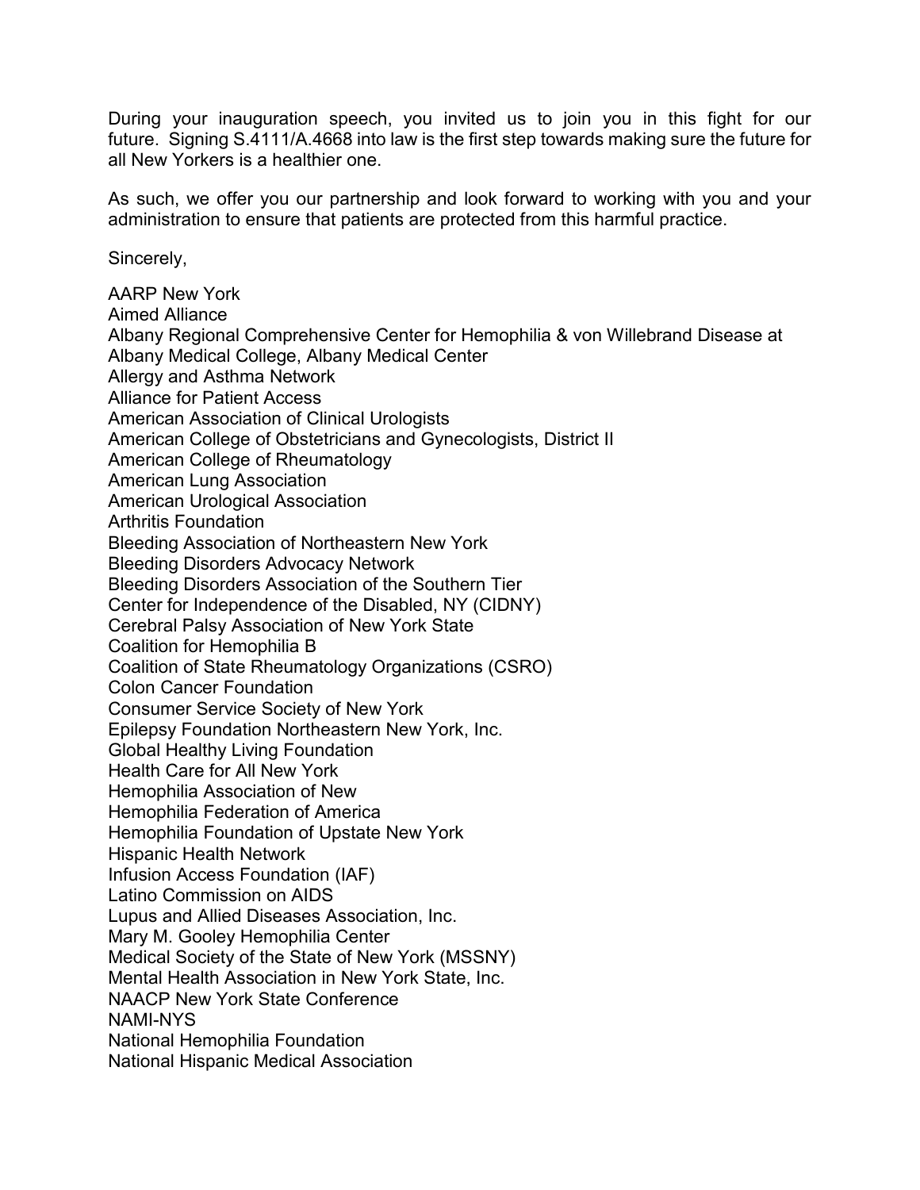During your inauguration speech, you invited us to join you in this fight for our future. Signing S.4111/A.4668 into law is the first step towards making sure the future for all New Yorkers is a healthier one.

As such, we offer you our partnership and look forward to working with you and your administration to ensure that patients are protected from this harmful practice.

Sincerely,

AARP New York
Aimed Alliance
Albany Regional Comprehensive Center for Hemophilia & von Willebrand Disease at Albany Medical College, Albany Medical Center
Allergy and Asthma Network
Alliance for Patient Access
American Association of Clinical Urologists
American College of Obstetricians and Gynecologists, District II
American College of Rheumatology
American Lung Association
American Urological Association
Arthritis Foundation
Bleeding Association of Northeastern New York
Bleeding Disorders Advocacy Network
Bleeding Disorders Association of the Southern Tier
Center for Independence of the Disabled, NY (CIDNY)
Cerebral Palsy Association of New York State
Coalition for Hemophilia B
Coalition of State Rheumatology Organizations (CSRO)
Colon Cancer Foundation
Consumer Service Society of New York
Epilepsy Foundation Northeastern New York, Inc.
Global Healthy Living Foundation
Health Care for All New York
Hemophilia Association of New
Hemophilia Federation of America
Hemophilia Foundation of Upstate New York
Hispanic Health Network
Infusion Access Foundation (IAF)
Latino Commission on AIDS
Lupus and Allied Diseases Association, Inc.
Mary M. Gooley Hemophilia Center
Medical Society of the State of New York (MSSNY)
Mental Health Association in New York State, Inc.
NAACP New York State Conference
NAMI-NYS
National Hemophilia Foundation
National Hispanic Medical Association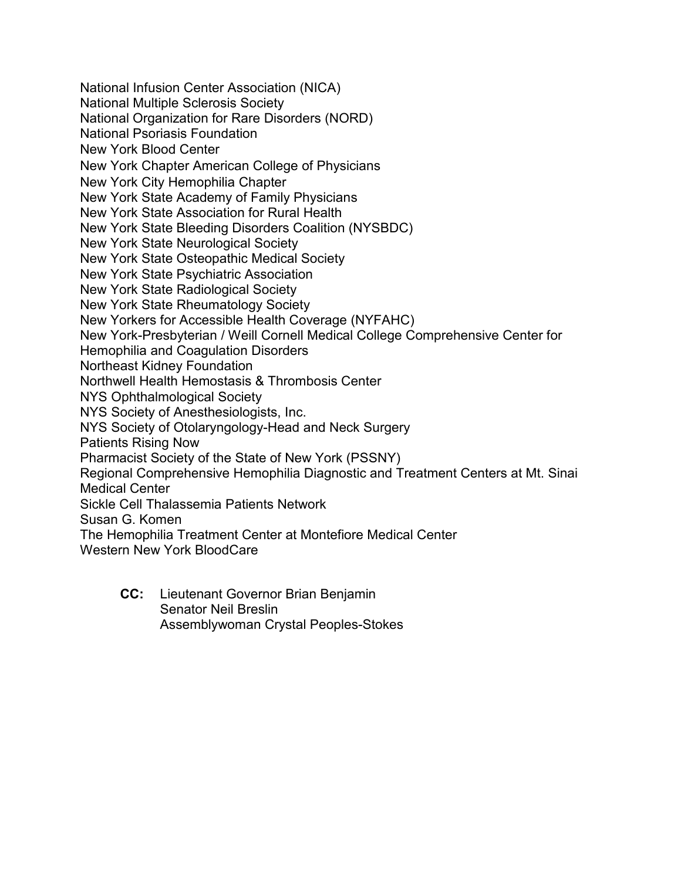National Infusion Center Association (NICA)
National Multiple Sclerosis Society
National Organization for Rare Disorders (NORD)
National Psoriasis Foundation
New York Blood Center
New York Chapter American College of Physicians
New York City Hemophilia Chapter
New York State Academy of Family Physicians
New York State Association for Rural Health
New York State Bleeding Disorders Coalition (NYSBDC)
New York State Neurological Society
New York State Osteopathic Medical Society
New York State Psychiatric Association
New York State Radiological Society
New York State Rheumatology Society
New Yorkers for Accessible Health Coverage (NYFAHC)
New York-Presbyterian / Weill Cornell Medical College Comprehensive Center for Hemophilia and Coagulation Disorders
Northeast Kidney Foundation
Northwell Health Hemostasis & Thrombosis Center
NYS Ophthalmological Society
NYS Society of Anesthesiologists, Inc.
NYS Society of Otolaryngology-Head and Neck Surgery
Patients Rising Now
Pharmacist Society of the State of New York (PSSNY)
Regional Comprehensive Hemophilia Diagnostic and Treatment Centers at Mt. Sinai Medical Center
Sickle Cell Thalassemia Patients Network
Susan G. Komen
The Hemophilia Treatment Center at Montefiore Medical Center
Western New York BloodCare

**CC:** Lieutenant Governor Brian Benjamin
Senator Neil Breslin
Assemblywoman Crystal Peoples-Stokes